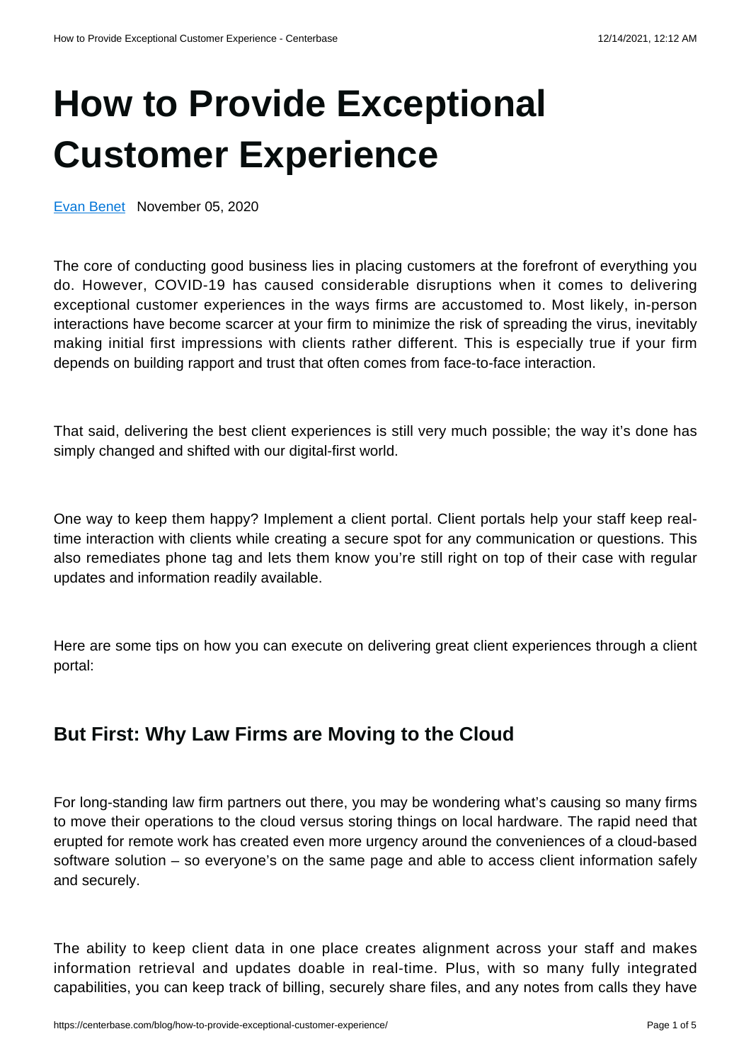# How to Provide Exceptional Customer Experience

Evan Benet November 05, 2020

The core of conducting good business lies in placing customers at the forefront of everything you do. However, COVID-19 has caused considerable disruptions when it comes to delivering exceptional customer experiences in the ways firms are accustomed to. Most likely, in-person interactions have become scarcer at your firm to minimize the risk of spreading the virus, inevitably making initial first impressions with clients rather different. This is especially true if your firm depends on building rapport and trust that often comes from face-to-face interaction.

That said, delivering the best client experiences is still very much possible; the way it's done has simply changed and shifted with our digital-first world.

One way to keep them happy? Implement a client portal. Client portals help your staff keep real-time interaction with clients while creating a secure spot for any communication or questions. This also remediates phone tag and lets them know you're still right on top of their case with regular updates and information readily available.

Here are some tips on how you can execute on delivering great client experiences through a client portal:

## But First: Why Law Firms are Moving to the Cloud

For long-standing law firm partners out there, you may be wondering what's causing so many firms to move their operations to the cloud versus storing things on local hardware. The rapid need that erupted for remote work has created even more urgency around the conveniences of a cloud-based software solution – so everyone's on the same page and able to access client information safely and securely.

The ability to keep client data in one place creates alignment across your staff and makes information retrieval and updates doable in real-time. Plus, with so many fully integrated capabilities, you can keep track of billing, securely share files, and any notes from calls they have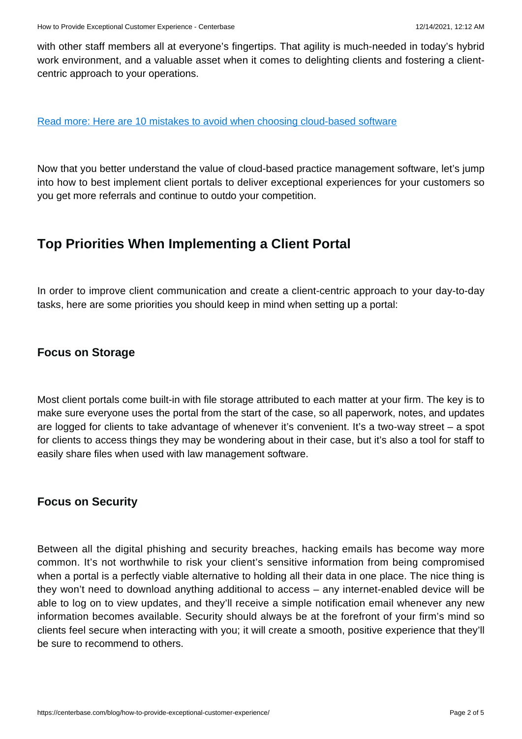with other staff members all at everyone's fingertips. That agility is much-needed in today's hybrid work environment, and a valuable asset when it comes to delighting clients and fostering a client-centric approach to your operations.

Read more: Here are 10 mistakes to avoid when choosing cloud-based software

Now that you better understand the value of cloud-based practice management software, let's jump into how to best implement client portals to deliver exceptional experiences for your customers so you get more referrals and continue to outdo your competition.

## Top Priorities When Implementing a Client Portal

In order to improve client communication and create a client-centric approach to your day-to-day tasks, here are some priorities you should keep in mind when setting up a portal:

### Focus on Storage

Most client portals come built-in with file storage attributed to each matter at your firm. The key is to make sure everyone uses the portal from the start of the case, so all paperwork, notes, and updates are logged for clients to take advantage of whenever it's convenient. It's a two-way street – a spot for clients to access things they may be wondering about in their case, but it's also a tool for staff to easily share files when used with law management software.

### Focus on Security

Between all the digital phishing and security breaches, hacking emails has become way more common. It's not worthwhile to risk your client's sensitive information from being compromised when a portal is a perfectly viable alternative to holding all their data in one place. The nice thing is they won't need to download anything additional to access – any internet-enabled device will be able to log on to view updates, and they'll receive a simple notification email whenever any new information becomes available. Security should always be at the forefront of your firm's mind so clients feel secure when interacting with you; it will create a smooth, positive experience that they'll be sure to recommend to others.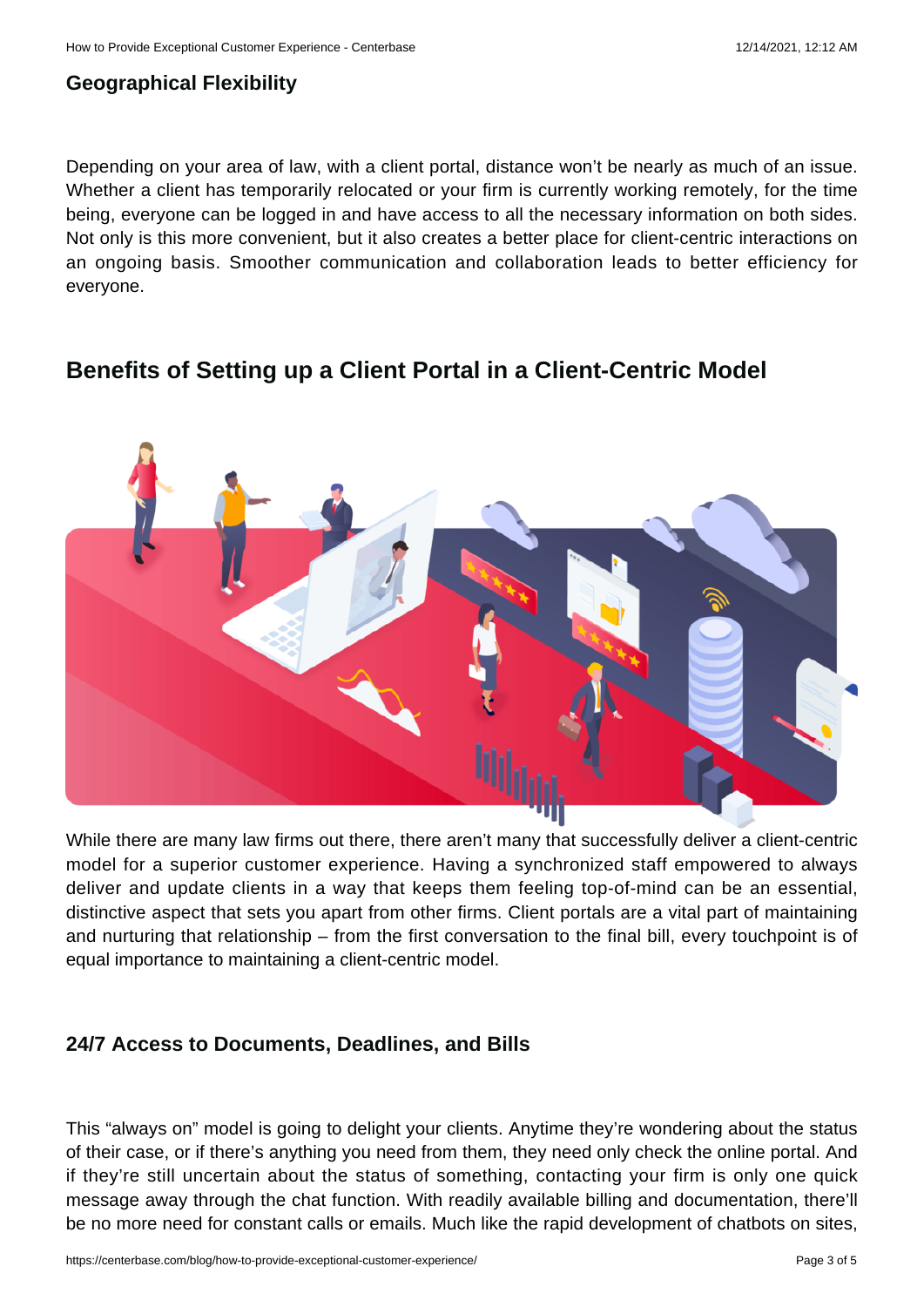### Geographical Flexibility

Depending on your area of law, with a client portal, distance won't be nearly as much of an issue. Whether a client has temporarily relocated or your firm is currently working remotely, for the time being, everyone can be logged in and have access to all the necessary information on both sides. Not only is this more convenient, but it also creates a better place for client-centric interactions on an ongoing basis. Smoother communication and collaboration leads to better efficiency for everyone.

## Benefits of Setting up a Client Portal in a Client-Centric Model

While there are many law firms out there, there aren't many that successfully deliver a client-centric model for a superior customer experience. Having a synchronized staff empowered to always deliver and update clients in a way that keeps them feeling top-of-mind can be an essential, distinctive aspect that sets you apart from other firms. Client portals are a vital part of maintaining and nurturing that relationship – from the first conversation to the final bill, every touchpoint is of equal importance to maintaining a client-centric model.

### 24/7 Access to Documents, Deadlines, and Bills

This "always on" model is going to delight your clients. Anytime they're wondering about the status of their case, or if there's anything you need from them, they need only check the online portal. And if they're still uncertain about the status of something, contacting your firm is only one quick message away through the chat function. With readily available billing and documentation, there'll be no more need for constant calls or emails. Much like the rapid development of chatbots on sites,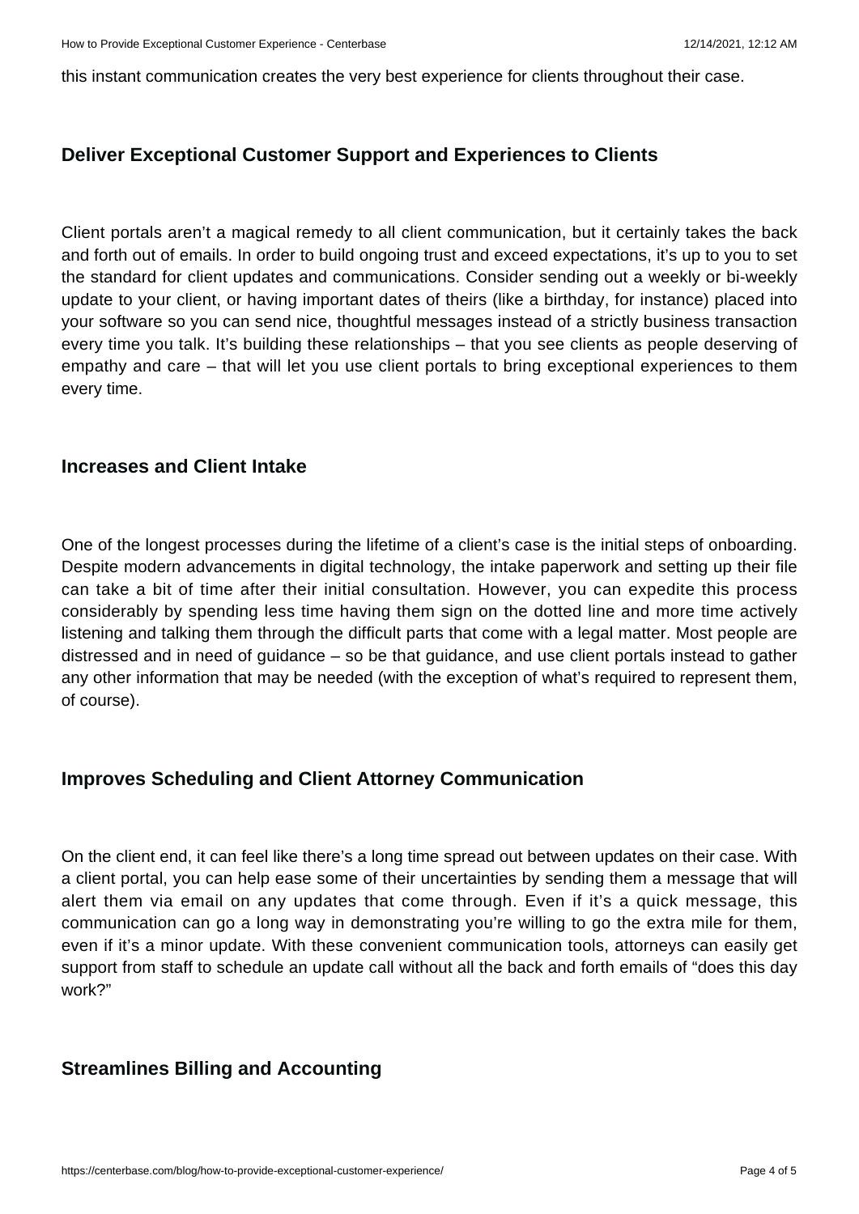this instant communication creates the very best experience for clients throughout their case.

### Deliver Exceptional Customer Support and Experiences to Clients

Client portals aren't a magical remedy to all client communication, but it certainly takes the back and forth out of emails. In order to build ongoing trust and exceed expectations, it's up to you to set the standard for client updates and communications. Consider sending out a weekly or bi-weekly update to your client, or having important dates of theirs (like a birthday, for instance) placed into your software so you can send nice, thoughtful messages instead of a strictly business transaction every time you talk. It's building these relationships – that you see clients as people deserving of empathy and care – that will let you use client portals to bring exceptional experiences to them every time.

### Increases and Client Intake

One of the longest processes during the lifetime of a client's case is the initial steps of onboarding. Despite modern advancements in digital technology, the intake paperwork and setting up their file can take a bit of time after their initial consultation. However, you can expedite this process considerably by spending less time having them sign on the dotted line and more time actively listening and talking them through the difficult parts that come with a legal matter. Most people are distressed and in need of guidance – so be that guidance, and use client portals instead to gather any other information that may be needed (with the exception of what's required to represent them, of course).

### Improves Scheduling and Client Attorney Communication

On the client end, it can feel like there's a long time spread out between updates on their case. With a client portal, you can help ease some of their uncertainties by sending them a message that will alert them via email on any updates that come through. Even if it's a quick message, this communication can go a long way in demonstrating you're willing to go the extra mile for them, even if it's a minor update. With these convenient communication tools, attorneys can easily get support from staff to schedule an update call without all the back and forth emails of "does this day work?"

### Streamlines Billing and Accounting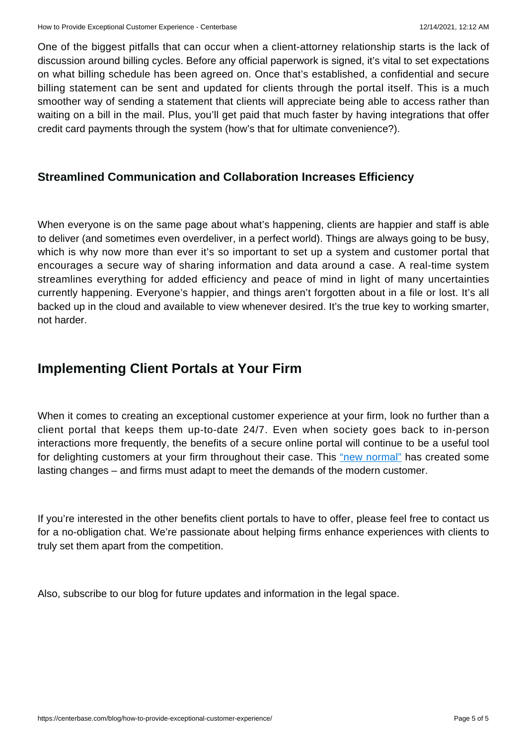One of the biggest pitfalls that can occur when a client-attorney relationship starts is the lack of discussion around billing cycles. Before any official paperwork is signed, it's vital to set expectations on what billing schedule has been agreed on. Once that's established, a confidential and secure billing statement can be sent and updated for clients through the portal itself. This is a much smoother way of sending a statement that clients will appreciate being able to access rather than waiting on a bill in the mail. Plus, you'll get paid that much faster by having integrations that offer credit card payments through the system (how's that for ultimate convenience?).

### Streamlined Communication and Collaboration Increases Efficiency

When everyone is on the same page about what's happening, clients are happier and staff is able to deliver (and sometimes even overdeliver, in a perfect world). Things are always going to be busy, which is why now more than ever it's so important to set up a system and customer portal that encourages a secure way of sharing information and data around a case. A real-time system streamlines everything for added efficiency and peace of mind in light of many uncertainties currently happening. Everyone's happier, and things aren't forgotten about in a file or lost. It's all backed up in the cloud and available to view whenever desired. It's the true key to working smarter, not harder.

## Implementing Client Portals at Your Firm

When it comes to creating an exceptional customer experience at your firm, look no further than a client portal that keeps them up-to-date 24/7. Even when society goes back to in-person interactions more frequently, the benefits of a secure online portal will continue to be a useful tool for delighting customers at your firm throughout their case. This "new normal" has created some lasting changes – and firms must adapt to meet the demands of the modern customer.

If you're interested in the other benefits client portals to have to offer, please feel free to contact us for a no-obligation chat. We're passionate about helping firms enhance experiences with clients to truly set them apart from the competition.

Also, subscribe to our blog for future updates and information in the legal space.